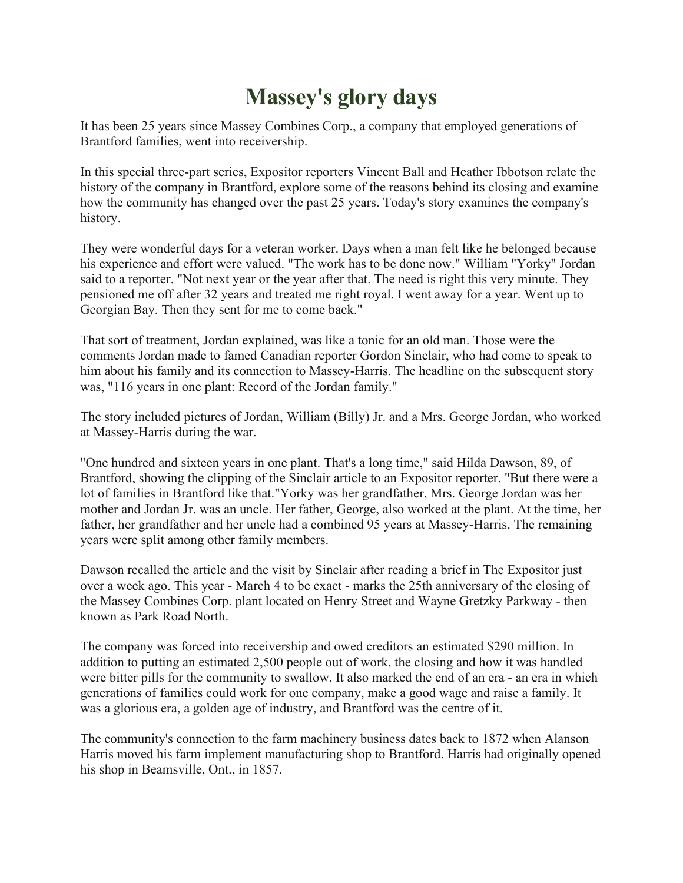# Massey's glory days

It has been 25 years since Massey Combines Corp., a company that employed generations of Brantford families, went into receivership.

In this special three-part series, Expositor reporters Vincent Ball and Heather Ibbotson relate the history of the company in Brantford, explore some of the reasons behind its closing and examine how the community has changed over the past 25 years. Today's story examines the company's history.

They were wonderful days for a veteran worker. Days when a man felt like he belonged because his experience and effort were valued. "The work has to be done now." William "Yorky" Jordan said to a reporter. "Not next year or the year after that. The need is right this very minute. They pensioned me off after 32 years and treated me right royal. I went away for a year. Went up to Georgian Bay. Then they sent for me to come back."

That sort of treatment, Jordan explained, was like a tonic for an old man. Those were the comments Jordan made to famed Canadian reporter Gordon Sinclair, who had come to speak to him about his family and its connection to Massey-Harris. The headline on the subsequent story was, "116 years in one plant: Record of the Jordan family."

The story included pictures of Jordan, William (Billy) Jr. and a Mrs. George Jordan, who worked at Massey-Harris during the war.

"One hundred and sixteen years in one plant. That's a long time," said Hilda Dawson, 89, of Brantford, showing the clipping of the Sinclair article to an Expositor reporter. "But there were a lot of families in Brantford like that."Yorky was her grandfather, Mrs. George Jordan was her mother and Jordan Jr. was an uncle. Her father, George, also worked at the plant. At the time, her father, her grandfather and her uncle had a combined 95 years at Massey-Harris. The remaining years were split among other family members.

Dawson recalled the article and the visit by Sinclair after reading a brief in The Expositor just over a week ago. This year - March 4 to be exact - marks the 25th anniversary of the closing of the Massey Combines Corp. plant located on Henry Street and Wayne Gretzky Parkway - then known as Park Road North.

The company was forced into receivership and owed creditors an estimated $290 million. In addition to putting an estimated 2,500 people out of work, the closing and how it was handled were bitter pills for the community to swallow. It also marked the end of an era - an era in which generations of families could work for one company, make a good wage and raise a family. It was a glorious era, a golden age of industry, and Brantford was the centre of it.

The community's connection to the farm machinery business dates back to 1872 when Alanson Harris moved his farm implement manufacturing shop to Brantford. Harris had originally opened his shop in Beamsville, Ont., in 1857.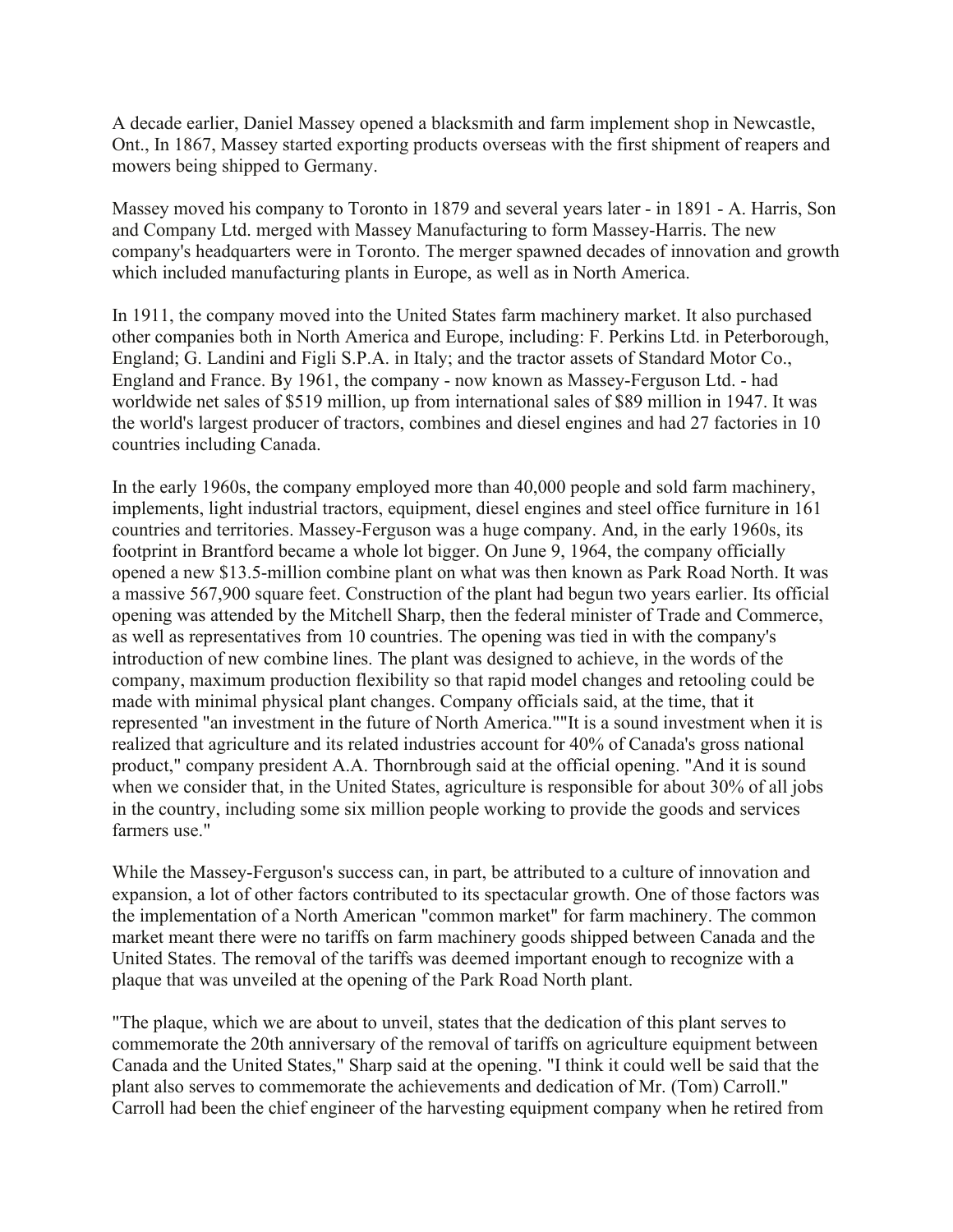A decade earlier, Daniel Massey opened a blacksmith and farm implement shop in Newcastle, Ont., In 1867, Massey started exporting products overseas with the first shipment of reapers and mowers being shipped to Germany.

Massey moved his company to Toronto in 1879 and several years later - in 1891 - A. Harris, Son and Company Ltd. merged with Massey Manufacturing to form Massey-Harris. The new company's headquarters were in Toronto. The merger spawned decades of innovation and growth which included manufacturing plants in Europe, as well as in North America.

In 1911, the company moved into the United States farm machinery market. It also purchased other companies both in North America and Europe, including: F. Perkins Ltd. in Peterborough, England; G. Landini and Figli S.P.A. in Italy; and the tractor assets of Standard Motor Co., England and France. By 1961, the company - now known as Massey-Ferguson Ltd. - had worldwide net sales of $519 million, up from international sales of $89 million in 1947. It was the world's largest producer of tractors, combines and diesel engines and had 27 factories in 10 countries including Canada.

In the early 1960s, the company employed more than 40,000 people and sold farm machinery, implements, light industrial tractors, equipment, diesel engines and steel office furniture in 161 countries and territories. Massey-Ferguson was a huge company. And, in the early 1960s, its footprint in Brantford became a whole lot bigger. On June 9, 1964, the company officially opened a new $13.5-million combine plant on what was then known as Park Road North. It was a massive 567,900 square feet. Construction of the plant had begun two years earlier. Its official opening was attended by the Mitchell Sharp, then the federal minister of Trade and Commerce, as well as representatives from 10 countries. The opening was tied in with the company's introduction of new combine lines. The plant was designed to achieve, in the words of the company, maximum production flexibility so that rapid model changes and retooling could be made with minimal physical plant changes. Company officials said, at the time, that it represented "an investment in the future of North America.""It is a sound investment when it is realized that agriculture and its related industries account for 40% of Canada's gross national product," company president A.A. Thornbrough said at the official opening. "And it is sound when we consider that, in the United States, agriculture is responsible for about 30% of all jobs in the country, including some six million people working to provide the goods and services farmers use."

While the Massey-Ferguson's success can, in part, be attributed to a culture of innovation and expansion, a lot of other factors contributed to its spectacular growth. One of those factors was the implementation of a North American "common market" for farm machinery. The common market meant there were no tariffs on farm machinery goods shipped between Canada and the United States. The removal of the tariffs was deemed important enough to recognize with a plaque that was unveiled at the opening of the Park Road North plant.

"The plaque, which we are about to unveil, states that the dedication of this plant serves to commemorate the 20th anniversary of the removal of tariffs on agriculture equipment between Canada and the United States," Sharp said at the opening. "I think it could well be said that the plant also serves to commemorate the achievements and dedication of Mr. (Tom) Carroll." Carroll had been the chief engineer of the harvesting equipment company when he retired from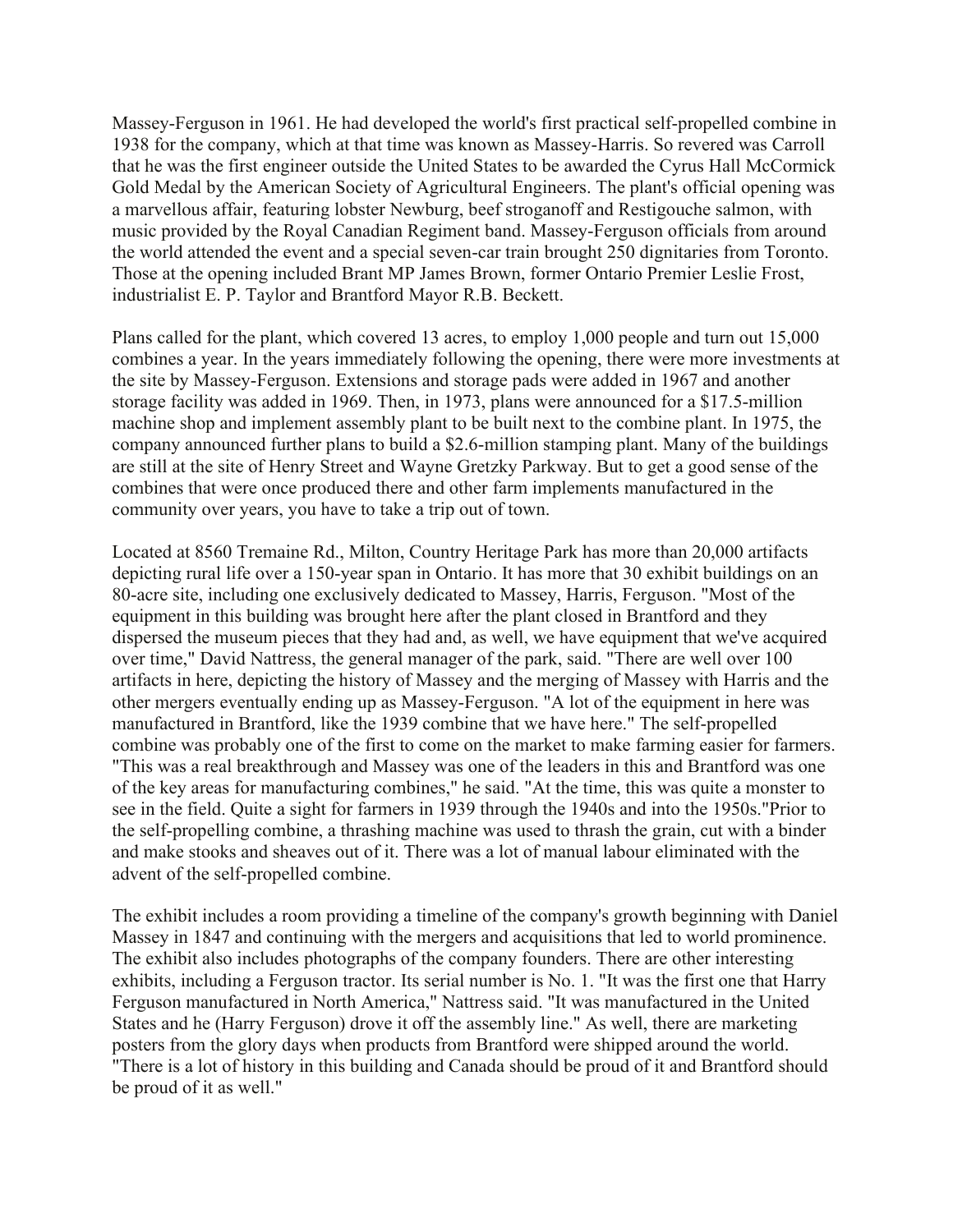Massey-Ferguson in 1961. He had developed the world's first practical self-propelled combine in 1938 for the company, which at that time was known as Massey-Harris. So revered was Carroll that he was the first engineer outside the United States to be awarded the Cyrus Hall McCormick Gold Medal by the American Society of Agricultural Engineers. The plant's official opening was a marvellous affair, featuring lobster Newburg, beef stroganoff and Restigouche salmon, with music provided by the Royal Canadian Regiment band. Massey-Ferguson officials from around the world attended the event and a special seven-car train brought 250 dignitaries from Toronto. Those at the opening included Brant MP James Brown, former Ontario Premier Leslie Frost, industrialist E. P. Taylor and Brantford Mayor R.B. Beckett.

Plans called for the plant, which covered 13 acres, to employ 1,000 people and turn out 15,000 combines a year. In the years immediately following the opening, there were more investments at the site by Massey-Ferguson. Extensions and storage pads were added in 1967 and another storage facility was added in 1969. Then, in 1973, plans were announced for a $17.5-million machine shop and implement assembly plant to be built next to the combine plant. In 1975, the company announced further plans to build a $2.6-million stamping plant. Many of the buildings are still at the site of Henry Street and Wayne Gretzky Parkway. But to get a good sense of the combines that were once produced there and other farm implements manufactured in the community over years, you have to take a trip out of town.

Located at 8560 Tremaine Rd., Milton, Country Heritage Park has more than 20,000 artifacts depicting rural life over a 150-year span in Ontario. It has more that 30 exhibit buildings on an 80-acre site, including one exclusively dedicated to Massey, Harris, Ferguson. "Most of the equipment in this building was brought here after the plant closed in Brantford and they dispersed the museum pieces that they had and, as well, we have equipment that we've acquired over time," David Nattress, the general manager of the park, said. "There are well over 100 artifacts in here, depicting the history of Massey and the merging of Massey with Harris and the other mergers eventually ending up as Massey-Ferguson. "A lot of the equipment in here was manufactured in Brantford, like the 1939 combine that we have here." The self-propelled combine was probably one of the first to come on the market to make farming easier for farmers. "This was a real breakthrough and Massey was one of the leaders in this and Brantford was one of the key areas for manufacturing combines," he said. "At the time, this was quite a monster to see in the field. Quite a sight for farmers in 1939 through the 1940s and into the 1950s."Prior to the self-propelling combine, a thrashing machine was used to thrash the grain, cut with a binder and make stooks and sheaves out of it. There was a lot of manual labour eliminated with the advent of the self-propelled combine.

The exhibit includes a room providing a timeline of the company's growth beginning with Daniel Massey in 1847 and continuing with the mergers and acquisitions that led to world prominence. The exhibit also includes photographs of the company founders. There are other interesting exhibits, including a Ferguson tractor. Its serial number is No. 1. "It was the first one that Harry Ferguson manufactured in North America," Nattress said. "It was manufactured in the United States and he (Harry Ferguson) drove it off the assembly line." As well, there are marketing posters from the glory days when products from Brantford were shipped around the world. "There is a lot of history in this building and Canada should be proud of it and Brantford should be proud of it as well."